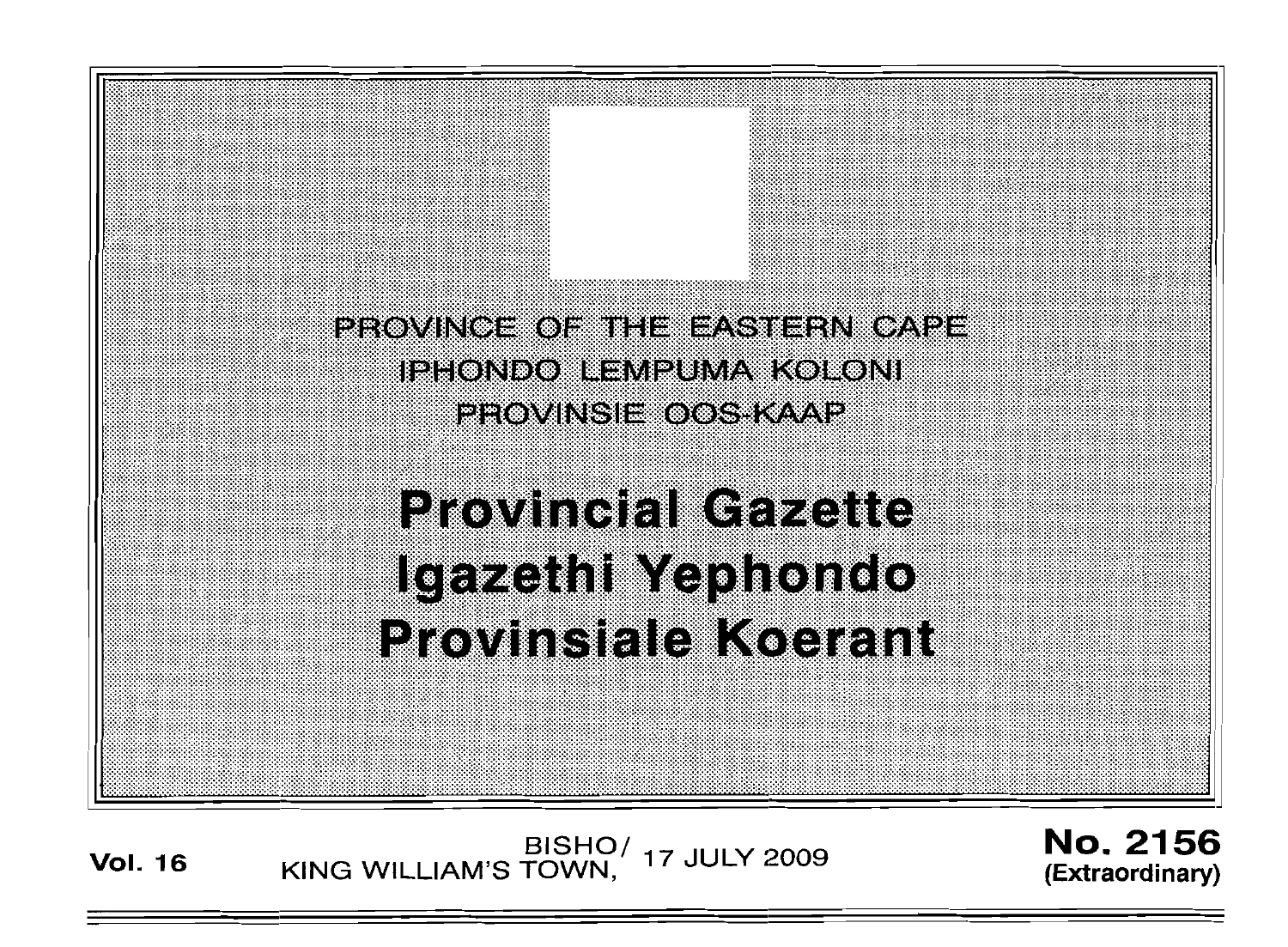PROVINCE OF THE EASTERN CAPE
IPHONDO LEMPUMA KOLONI
PROVINSIE OOS-KAAP

# Provincial Gazette
# Igazethi Yephondo
# Provinsiale Koerant

**Vol. 16** BISHO/ KING WILLIAM'S TOWN, 17 JULY 2009 **No. 2156 (Extraordinary)**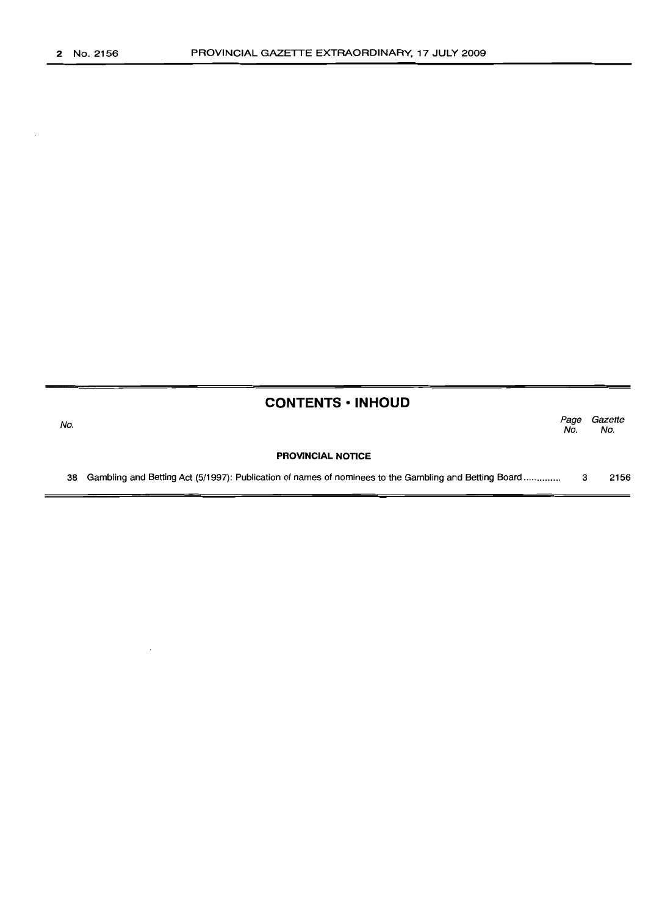## CONTENTS • INHOUD

| No. | | Page No. | Gazette No. |
|---|---|---|---|
| | **PROVINCIAL NOTICE** | | |
| 38 | Gambling and Betting Act (5/1997): Publication of names of nominees to the Gambling and Betting Board .............. | 3 | 2156 |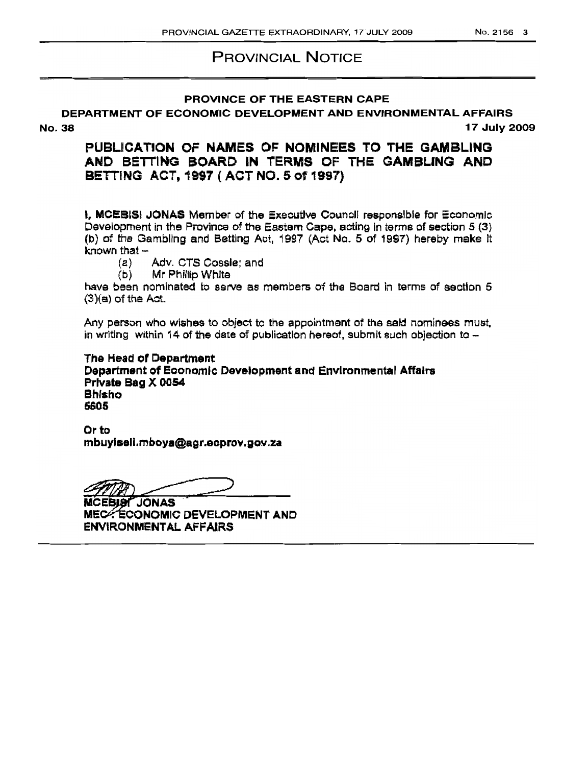# PROVINCIAL NOTICE

**PROVINCE OF THE EASTERN CAPE**

**DEPARTMENT OF ECONOMIC DEVELOPMENT AND ENVIRONMENTAL AFFAIRS**

**No. 38** **17 July 2009**

## PUBLICATION OF NAMES OF NOMINEES TO THE GAMBLING AND BETTING BOARD IN TERMS OF THE GAMBLING AND BETTING ACT, 1997 ( ACT NO. 5 of 1997)

**I, MCEBISI JONAS** Member of the Executive Council responsible for Economic Development in the Province of the Eastern Cape, acting in terms of section 5 (3) (b) of the Gambling and Betting Act, 1997 (Act No. 5 of 1997) hereby make it known that –

(a) Adv. CTS Cossie; and

(b) Mr Phillip White

have been nominated to serve as members of the Board in terms of section 5 (3)(a) of the Act.

Any person who wishes to object to the appointment of the said nominees must, in writing within 14 of the date of publication hereof, submit such objection to –

**The Head of Department**
**Department of Economic Development and Environmental Affairs**
**Private Bag X 0054**
**Bhisho**
**5605**

**Or to**
**mbuyiseli.mboya@agr.ecprov.gov.za**

**MCEBISI JONAS**
**MEC: ECONOMIC DEVELOPMENT AND ENVIRONMENTAL AFFAIRS**